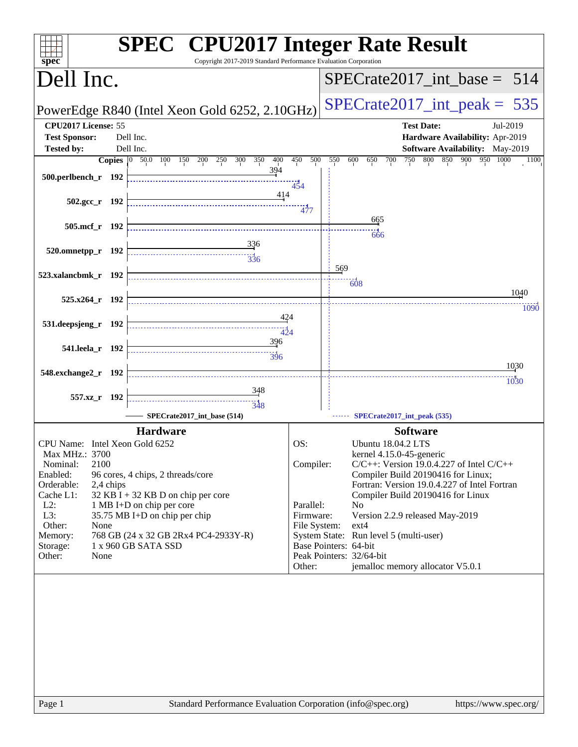# SPEC CPU2017 Integer Rate Result

Copyright 2017-2019 Standard Performance Evaluation Corporation

## Dell Inc.

PowerEdge R840 (Intel Xeon Gold 6252, 2.10GHz)

SPECrate2017_int_base = 514

SPECrate2017_int_peak = 535

| | | | |
|---|---|---|---|
| **CPU2017 License:** | 55 | **Test Date:** | Jul-2019 |
| **Test Sponsor:** | Dell Inc. | **Hardware Availability:** | Apr-2019 |
| **Tested by:** | Dell Inc. | **Software Availability:** | May-2019 |

| Benchmark | Copies | Base | Peak |
|---|---|---|---|
| 500.perlbench_r | 192 | 394 | 454 |
| 502.gcc_r | 192 | 414 | 477 |
| 505.mcf_r | 192 | 665 | 666 |
| 520.omnetpp_r | 192 | 336 | 336 |
| 523.xalancbmk_r | 192 | 569 | 608 |
| 525.x264_r | 192 | 1040 | 1090 |
| 531.deepsjeng_r | 192 | 424 | 424 |
| 541.leela_r | 192 | 396 | 396 |
| 548.exchange2_r | 192 | 1030 | 1030 |
| 557.xz_r | 192 | 348 | 348 |

SPECrate2017_int_base (514) — SPECrate2017_int_peak (535)

### Hardware

| | |
|---|---|
| CPU Name: | Intel Xeon Gold 6252 |
| Max MHz.: | 3700 |
| Nominal: | 2100 |
| Enabled: | 96 cores, 4 chips, 2 threads/core |
| Orderable: | 2,4 chips |
| Cache L1: | 32 KB I + 32 KB D on chip per core |
| L2: | 1 MB I+D on chip per core |
| L3: | 35.75 MB I+D on chip per chip |
| Other: | None |
| Memory: | 768 GB (24 x 32 GB 2Rx4 PC4-2933Y-R) |
| Storage: | 1 x 960 GB SATA SSD |
| Other: | None |

### Software

| | |
|---|---|
| OS: | Ubuntu 18.04.2 LTS<br>kernel 4.15.0-45-generic |
| Compiler: | C/C++: Version 19.0.4.227 of Intel C/C++ Compiler Build 20190416 for Linux;<br>Fortran: Version 19.0.4.227 of Intel Fortran Compiler Build 20190416 for Linux |
| Parallel: | No |
| Firmware: | Version 2.2.9 released May-2019 |
| File System: | ext4 |
| System State: | Run level 5 (multi-user) |
| Base Pointers: | 64-bit |
| Peak Pointers: | 32/64-bit |
| Other: | jemalloc memory allocator V5.0.1 |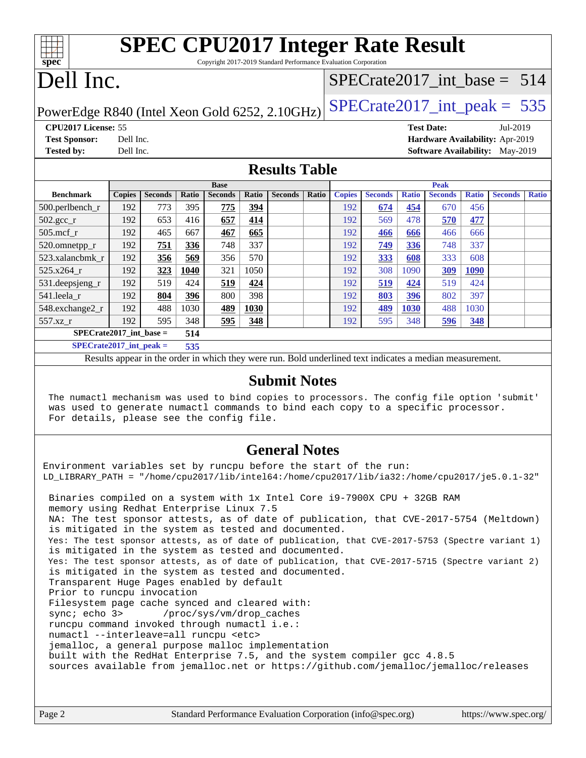# SPEC CPU2017 Integer Rate Result

Copyright 2017-2019 Standard Performance Evaluation Corporation

# Dell Inc.

PowerEdge R840 (Intel Xeon Gold 6252, 2.10GHz)

SPECrate2017_int_base = 514

SPECrate2017_int_peak = 535

**CPU2017 License:** 55
**Test Sponsor:** Dell Inc.
**Tested by:** Dell Inc.

**Test Date:** Jul-2019
**Hardware Availability:** Apr-2019
**Software Availability:** May-2019

## Results Table

| Benchmark | Base | | | | | | | Peak | | | | | | |
|---|---|---|---|---|---|---|---|---|---|---|---|---|---|---|
| | Copies | Seconds | Ratio | Seconds | Ratio | Seconds | Ratio | Copies | Seconds | Ratio | Seconds | Ratio | Seconds | Ratio |
| 500.perlbench_r | 192 | 773 | 395 | **775** | **394** | | | 192 | **674** | **454** | 670 | 456 | | |
| 502.gcc_r | 192 | 653 | 416 | **657** | **414** | | | 192 | 569 | 478 | **570** | **477** | | |
| 505.mcf_r | 192 | 465 | 667 | **467** | **665** | | | 192 | **466** | **666** | 466 | 666 | | |
| 520.omnetpp_r | 192 | **751** | **336** | 748 | 337 | | | 192 | **749** | **336** | 748 | 337 | | |
| 523.xalancbmk_r | 192 | **356** | **569** | 356 | 570 | | | 192 | **333** | **608** | 333 | 608 | | |
| 525.x264_r | 192 | **323** | **1040** | 321 | 1050 | | | 192 | 308 | 1090 | **309** | **1090** | | |
| 531.deepsjeng_r | 192 | 519 | 424 | **519** | **424** | | | 192 | **519** | **424** | 519 | 424 | | |
| 541.leela_r | 192 | **804** | **396** | 800 | 398 | | | 192 | **803** | **396** | 802 | 397 | | |
| 548.exchange2_r | 192 | 488 | 1030 | **489** | **1030** | | | 192 | **489** | **1030** | 488 | 1030 | | |
| 557.xz_r | 192 | 595 | 348 | **595** | **348** | | | 192 | 595 | 348 | **596** | **348** | | |

SPECrate2017_int_base = **514**

SPECrate2017_int_peak = **535**

Results appear in the order in which they were run. Bold underlined text indicates a median measurement.

## Submit Notes

```
The numactl mechanism was used to bind copies to processors. The config file option 'submit'
was used to generate numactl commands to bind each copy to a specific processor.
For details, please see the config file.
```

## General Notes

```
Environment variables set by runcpu before the start of the run:
LD_LIBRARY_PATH = "/home/cpu2017/lib/intel64:/home/cpu2017/lib/ia32:/home/cpu2017/je5.0.1-32"

 Binaries compiled on a system with 1x Intel Core i9-7900X CPU + 32GB RAM
 memory using Redhat Enterprise Linux 7.5
 NA: The test sponsor attests, as of date of publication, that CVE-2017-5754 (Meltdown)
 is mitigated in the system as tested and documented.
 Yes: The test sponsor attests, as of date of publication, that CVE-2017-5753 (Spectre variant 1)
 is mitigated in the system as tested and documented.
 Yes: The test sponsor attests, as of date of publication, that CVE-2017-5715 (Spectre variant 2)
 is mitigated in the system as tested and documented.
 Transparent Huge Pages enabled by default
 Prior to runcpu invocation
 Filesystem page cache synced and cleared with:
 sync; echo 3>       /proc/sys/vm/drop_caches
 runcpu command invoked through numactl i.e.:
 numactl --interleave=all runcpu <etc>
 jemalloc, a general purpose malloc implementation
 built with the RedHat Enterprise 7.5, and the system compiler gcc 4.8.5
 sources available from jemalloc.net or https://github.com/jemalloc/jemalloc/releases
```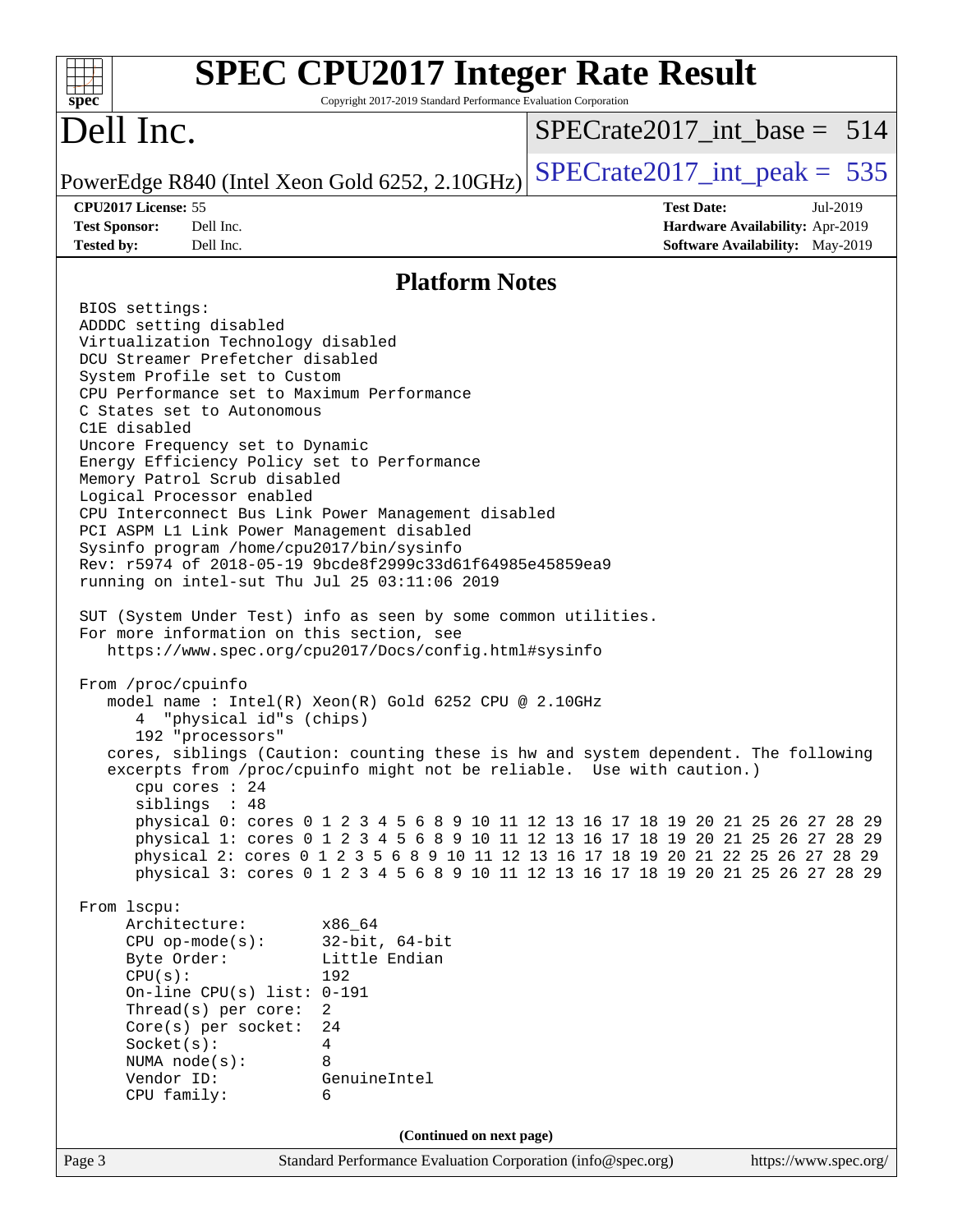## Platform Notes

```
BIOS settings:
ADDDC setting disabled
Virtualization Technology disabled
DCU Streamer Prefetcher disabled
System Profile set to Custom
CPU Performance set to Maximum Performance
C States set to Autonomous
C1E disabled
Uncore Frequency set to Dynamic
Energy Efficiency Policy set to Performance
Memory Patrol Scrub disabled
Logical Processor enabled
CPU Interconnect Bus Link Power Management disabled
PCI ASPM L1 Link Power Management disabled
Sysinfo program /home/cpu2017/bin/sysinfo
Rev: r5974 of 2018-05-19 9bcde8f2999c33d61f64985e45859ea9
running on intel-sut Thu Jul 25 03:11:06 2019

SUT (System Under Test) info as seen by some common utilities.
For more information on this section, see
   https://www.spec.org/cpu2017/Docs/config.html#sysinfo

From /proc/cpuinfo
   model name : Intel(R) Xeon(R) Gold 6252 CPU @ 2.10GHz
      4  "physical id"s (chips)
      192 "processors"
   cores, siblings (Caution: counting these is hw and system dependent. The following
   excerpts from /proc/cpuinfo might not be reliable.  Use with caution.)
      cpu cores : 24
      siblings  : 48
      physical 0: cores 0 1 2 3 4 5 6 8 9 10 11 12 13 16 17 18 19 20 21 25 26 27 28 29
      physical 1: cores 0 1 2 3 4 5 6 8 9 10 11 12 13 16 17 18 19 20 21 25 26 27 28 29
      physical 2: cores 0 1 2 3 5 6 8 9 10 11 12 13 16 17 18 19 20 21 22 25 26 27 28 29
      physical 3: cores 0 1 2 3 4 5 6 8 9 10 11 12 13 16 17 18 19 20 21 25 26 27 28 29

From lscpu:
     Architecture:        x86_64
     CPU op-mode(s):      32-bit, 64-bit
     Byte Order:          Little Endian
     CPU(s):              192
     On-line CPU(s) list: 0-191
     Thread(s) per core:  2
     Core(s) per socket:  24
     Socket(s):           4
     NUMA node(s):        8
     Vendor ID:           GenuineIntel
     CPU family:          6
```

**(Continued on next page)**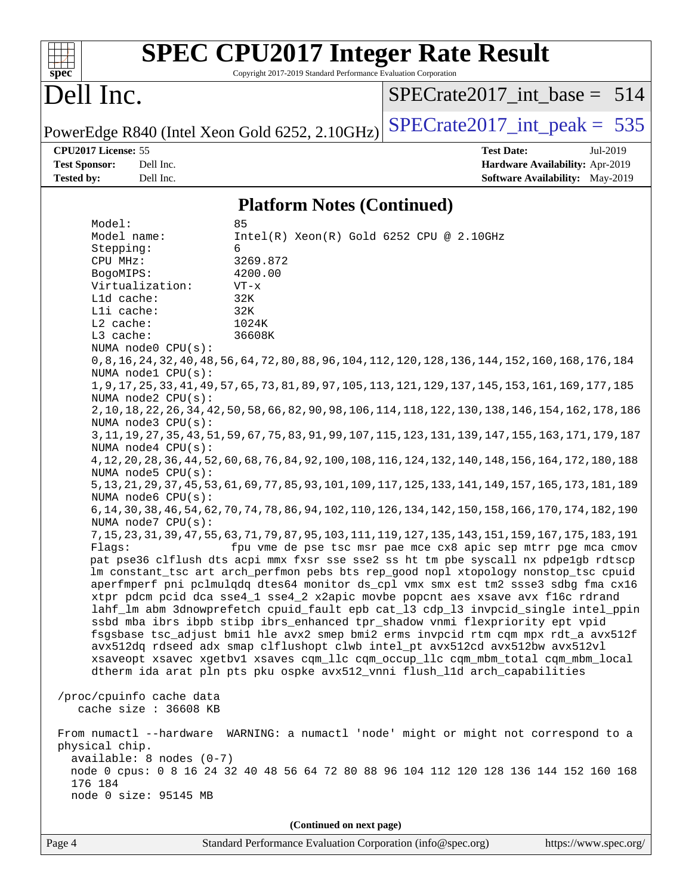## Platform Notes (Continued)

```
    Model:                 85
    Model name:            Intel(R) Xeon(R) Gold 6252 CPU @ 2.10GHz
    Stepping:              6
    CPU MHz:               3269.872
    BogoMIPS:              4200.00
    Virtualization:        VT-x
    L1d cache:             32K
    L1i cache:             32K
    L2 cache:              1024K
    L3 cache:              36608K
    NUMA node0 CPU(s):
    0,8,16,24,32,40,48,56,64,72,80,88,96,104,112,120,128,136,144,152,160,168,176,184
    NUMA node1 CPU(s):
    1,9,17,25,33,41,49,57,65,73,81,89,97,105,113,121,129,137,145,153,161,169,177,185
    NUMA node2 CPU(s):
    2,10,18,22,26,34,42,50,58,66,82,90,98,106,114,118,122,130,138,146,154,162,178,186
    NUMA node3 CPU(s):
    3,11,19,27,35,43,51,59,67,75,83,91,99,107,115,123,131,139,147,155,163,171,179,187
    NUMA node4 CPU(s):
    4,12,20,28,36,44,52,60,68,76,84,92,100,108,116,124,132,140,148,156,164,172,180,188
    NUMA node5 CPU(s):
    5,13,21,29,37,45,53,61,69,77,85,93,101,109,117,125,133,141,149,157,165,173,181,189
    NUMA node6 CPU(s):
    6,14,30,38,46,54,62,70,74,78,86,94,102,110,126,134,142,150,158,166,170,174,182,190
    NUMA node7 CPU(s):
    7,15,23,31,39,47,55,63,71,79,87,95,103,111,119,127,135,143,151,159,167,175,183,191
    Flags:                 fpu vme de pse tsc msr pae mce cx8 apic sep mtrr pge mca cmov
    pat pse36 clflush dts acpi mmx fxsr sse sse2 ss ht tm pbe syscall nx pdpe1gb rdtscp
    lm constant_tsc art arch_perfmon pebs bts rep_good nopl xtopology nonstop_tsc cpuid
    aperfmperf pni pclmulqdq dtes64 monitor ds_cpl vmx smx est tm2 ssse3 sdbg fma cx16
    xtpr pdcm pcid dca sse4_1 sse4_2 x2apic movbe popcnt aes xsave avx f16c rdrand
    lahf_lm abm 3dnowprefetch cpuid_fault epb cat_l3 cdp_l3 invpcid_single intel_ppin
    ssbd mba ibrs ibpb stibp ibrs_enhanced tpr_shadow vnmi flexpriority ept vpid
    fsgsbase tsc_adjust bmi1 hle avx2 smep bmi2 erms invpcid rtm cqm mpx rdt_a avx512f
    avx512dq rdseed adx smap clflushopt clwb intel_pt avx512cd avx512bw avx512vl
    xsaveopt xsavec xgetbv1 xsaves cqm_llc cqm_occup_llc cqm_mbm_total cqm_mbm_local
    dtherm ida arat pln pts pku ospke avx512_vnni flush_l1d arch_capabilities

 /proc/cpuinfo cache data
    cache size : 36608 KB

 From numactl --hardware  WARNING: a numactl 'node' might or might not correspond to a
 physical chip.
   available: 8 nodes (0-7)
   node 0 cpus: 0 8 16 24 32 40 48 56 64 72 80 88 96 104 112 120 128 136 144 152 160 168
   176 184
   node 0 size: 95145 MB
```

(Continued on next page)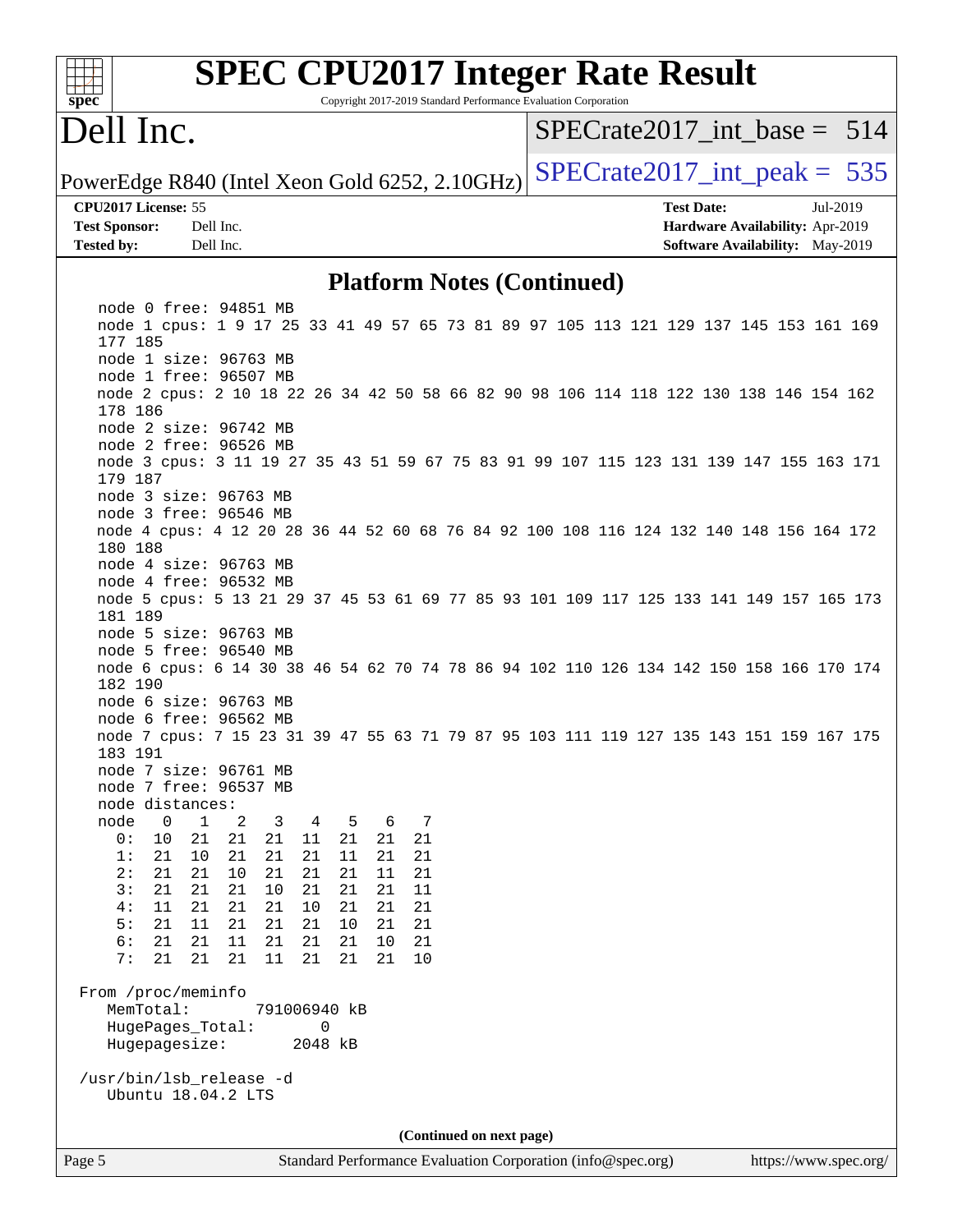## Platform Notes (Continued)

```
   node 0 free: 94851 MB
   node 1 cpus: 1 9 17 25 33 41 49 57 65 73 81 89 97 105 113 121 129 137 145 153 161 169
   177 185
   node 1 size: 96763 MB
   node 1 free: 96507 MB
   node 2 cpus: 2 10 18 22 26 34 42 50 58 66 82 90 98 106 114 118 122 130 138 146 154 162
   178 186
   node 2 size: 96742 MB
   node 2 free: 96526 MB
   node 3 cpus: 3 11 19 27 35 43 51 59 67 75 83 91 99 107 115 123 131 139 147 155 163 171
   179 187
   node 3 size: 96763 MB
   node 3 free: 96546 MB
   node 4 cpus: 4 12 20 28 36 44 52 60 68 76 84 92 100 108 116 124 132 140 148 156 164 172
   180 188
   node 4 size: 96763 MB
   node 4 free: 96532 MB
   node 5 cpus: 5 13 21 29 37 45 53 61 69 77 85 93 101 109 117 125 133 141 149 157 165 173
   181 189
   node 5 size: 96763 MB
   node 5 free: 96540 MB
   node 6 cpus: 6 14 30 38 46 54 62 70 74 78 86 94 102 110 126 134 142 150 158 166 170 174
   182 190
   node 6 size: 96763 MB
   node 6 free: 96562 MB
   node 7 cpus: 7 15 23 31 39 47 55 63 71 79 87 95 103 111 119 127 135 143 151 159 167 175
   183 191
   node 7 size: 96761 MB
   node 7 free: 96537 MB
   node distances:
   node   0   1   2   3   4   5   6   7
     0:  10  21  21  21  11  21  21  21
     1:  21  10  21  21  21  11  21  21
     2:  21  21  10  21  21  21  11  21
     3:  21  21  21  10  21  21  21  11
     4:  11  21  21  21  10  21  21  21
     5:  21  11  21  21  21  10  21  21
     6:  21  21  11  21  21  21  10  21
     7:  21  21  21  11  21  21  21  10

 From /proc/meminfo
    MemTotal:       791006940 kB
    HugePages_Total:       0
    Hugepagesize:       2048 kB

 /usr/bin/lsb_release -d
    Ubuntu 18.04.2 LTS
```

**(Continued on next page)**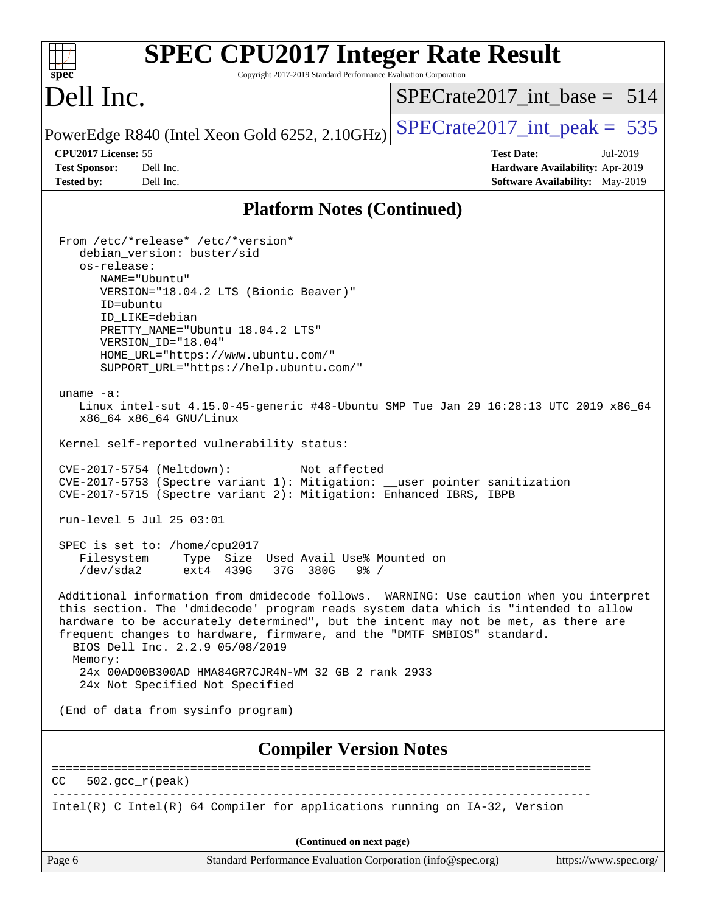# SPEC CPU2017 Integer Rate Result

Copyright 2017-2019 Standard Performance Evaluation Corporation

## Dell Inc.

PowerEdge R840 (Intel Xeon Gold 6252, 2.10GHz)

SPECrate2017_int_base = 514

SPECrate2017_int_peak = 535

| | | | |
|---|---|---|---|
| **CPU2017 License:** | 55 | **Test Date:** | Jul-2019 |
| **Test Sponsor:** | Dell Inc. | **Hardware Availability:** | Apr-2019 |
| **Tested by:** | Dell Inc. | **Software Availability:** | May-2019 |

## Platform Notes (Continued)

```
From /etc/*release* /etc/*version*
   debian_version: buster/sid
   os-release:
      NAME="Ubuntu"
      VERSION="18.04.2 LTS (Bionic Beaver)"
      ID=ubuntu
      ID_LIKE=debian
      PRETTY_NAME="Ubuntu 18.04.2 LTS"
      VERSION_ID="18.04"
      HOME_URL="https://www.ubuntu.com/"
      SUPPORT_URL="https://help.ubuntu.com/"

uname -a:
   Linux intel-sut 4.15.0-45-generic #48-Ubuntu SMP Tue Jan 29 16:28:13 UTC 2019 x86_64
   x86_64 x86_64 GNU/Linux

Kernel self-reported vulnerability status:

CVE-2017-5754 (Meltdown):          Not affected
CVE-2017-5753 (Spectre variant 1): Mitigation: __user pointer sanitization
CVE-2017-5715 (Spectre variant 2): Mitigation: Enhanced IBRS, IBPB

run-level 5 Jul 25 03:01

SPEC is set to: /home/cpu2017
   Filesystem     Type  Size  Used Avail Use% Mounted on
   /dev/sda2      ext4  439G   37G  380G   9% /

Additional information from dmidecode follows.  WARNING: Use caution when you interpret
this section. The 'dmidecode' program reads system data which is "intended to allow
hardware to be accurately determined", but the intent may not be met, as there are
frequent changes to hardware, firmware, and the "DMTF SMBIOS" standard.
  BIOS Dell Inc. 2.2.9 05/08/2019
  Memory:
   24x 00AD00B300AD HMA84GR7CJR4N-WM 32 GB 2 rank 2933
   24x Not Specified Not Specified

(End of data from sysinfo program)
```

## Compiler Version Notes

```
==============================================================================
CC  502.gcc_r(peak)
------------------------------------------------------------------------------
Intel(R) C Intel(R) 64 Compiler for applications running on IA-32, Version
```

(Continued on next page)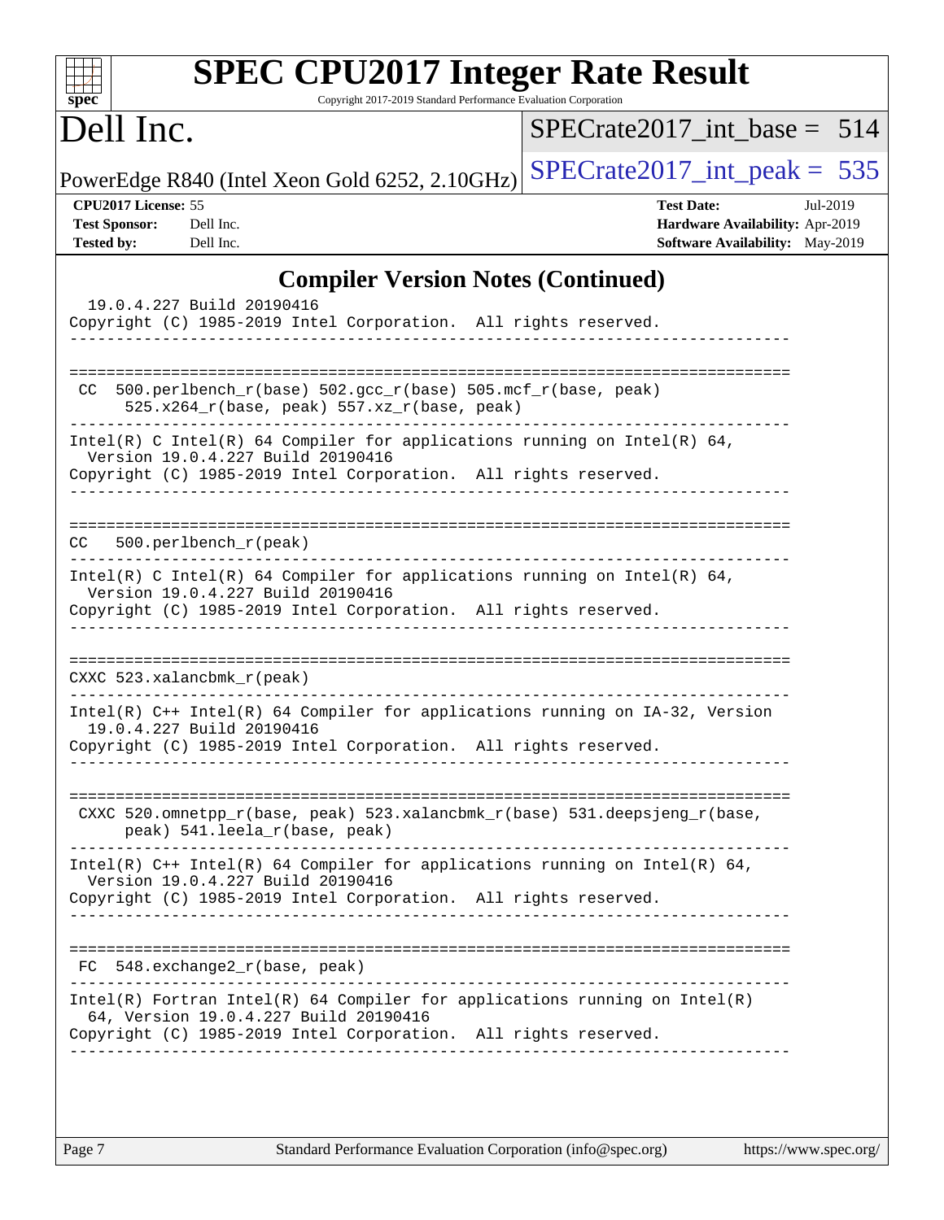# SPEC CPU2017 Integer Rate Result

Copyright 2017-2019 Standard Performance Evaluation Corporation

## Dell Inc.

PowerEdge R840 (Intel Xeon Gold 6252, 2.10GHz)

SPECrate2017_int_base = 514

SPECrate2017_int_peak = 535

| | | | |
|---|---|---|---|
| **CPU2017 License:** | 55 | **Test Date:** | Jul-2019 |
| **Test Sponsor:** | Dell Inc. | **Hardware Availability:** | Apr-2019 |
| **Tested by:** | Dell Inc. | **Software Availability:** | May-2019 |

## Compiler Version Notes (Continued)

```
  19.0.4.227 Build 20190416
Copyright (C) 1985-2019 Intel Corporation.  All rights reserved.
------------------------------------------------------------------------------

==============================================================================
 CC  500.perlbench_r(base) 502.gcc_r(base) 505.mcf_r(base, peak)
      525.x264_r(base, peak) 557.xz_r(base, peak)
------------------------------------------------------------------------------
Intel(R) C Intel(R) 64 Compiler for applications running on Intel(R) 64,
  Version 19.0.4.227 Build 20190416
Copyright (C) 1985-2019 Intel Corporation.  All rights reserved.
------------------------------------------------------------------------------

==============================================================================
CC   500.perlbench_r(peak)
------------------------------------------------------------------------------
Intel(R) C Intel(R) 64 Compiler for applications running on Intel(R) 64,
  Version 19.0.4.227 Build 20190416
Copyright (C) 1985-2019 Intel Corporation.  All rights reserved.
------------------------------------------------------------------------------

==============================================================================
CXXC 523.xalancbmk_r(peak)
------------------------------------------------------------------------------
Intel(R) C++ Intel(R) 64 Compiler for applications running on IA-32, Version
  19.0.4.227 Build 20190416
Copyright (C) 1985-2019 Intel Corporation.  All rights reserved.
------------------------------------------------------------------------------

==============================================================================
 CXXC 520.omnetpp_r(base, peak) 523.xalancbmk_r(base) 531.deepsjeng_r(base,
      peak) 541.leela_r(base, peak)
------------------------------------------------------------------------------
Intel(R) C++ Intel(R) 64 Compiler for applications running on Intel(R) 64,
  Version 19.0.4.227 Build 20190416
Copyright (C) 1985-2019 Intel Corporation.  All rights reserved.
------------------------------------------------------------------------------

==============================================================================
 FC  548.exchange2_r(base, peak)
------------------------------------------------------------------------------
Intel(R) Fortran Intel(R) 64 Compiler for applications running on Intel(R)
  64, Version 19.0.4.227 Build 20190416
Copyright (C) 1985-2019 Intel Corporation.  All rights reserved.
------------------------------------------------------------------------------
```

Standard Performance Evaluation Corporation (info@spec.org) https://www.spec.org/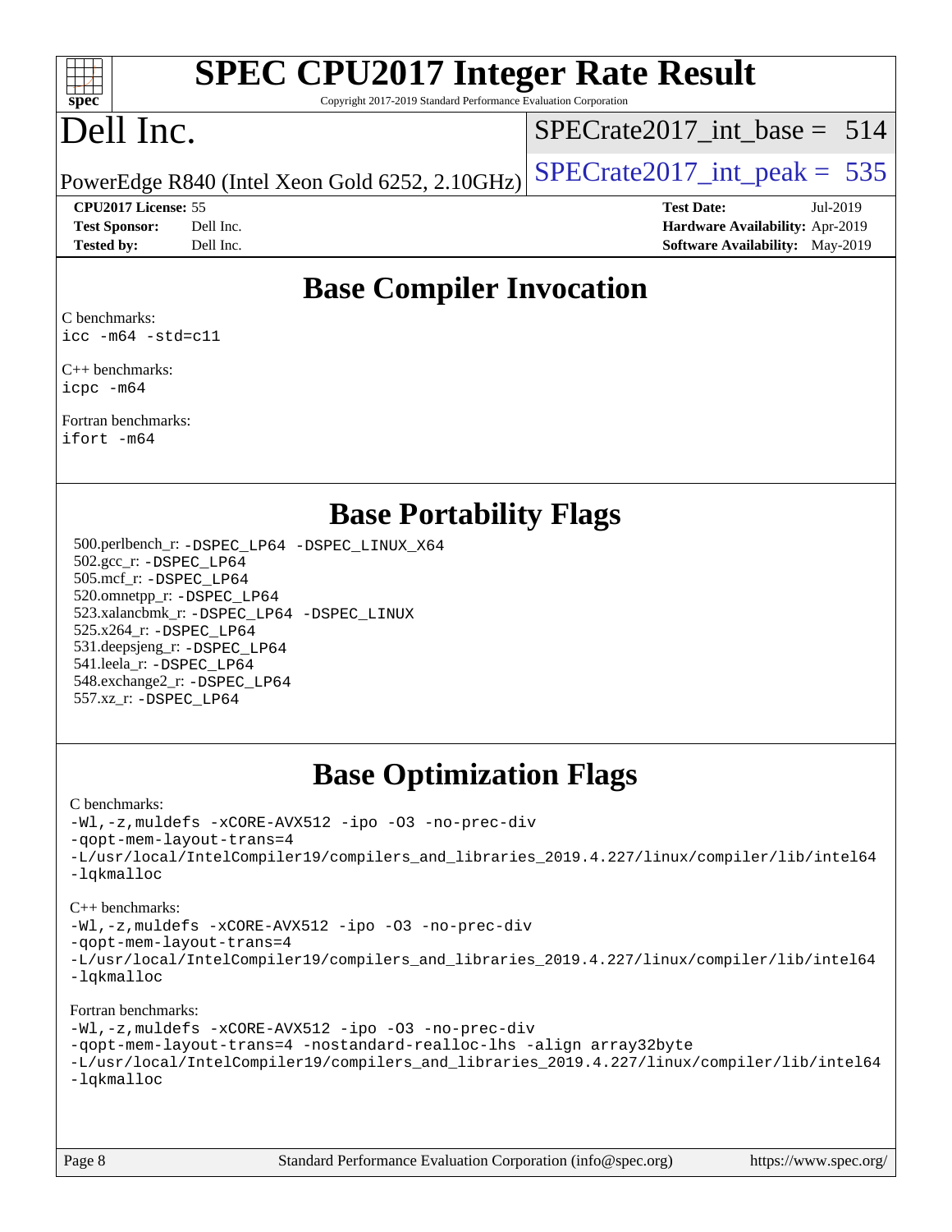# SPEC CPU2017 Integer Rate Result

Copyright 2017-2019 Standard Performance Evaluation Corporation

# Dell Inc.

PowerEdge R840 (Intel Xeon Gold 6252, 2.10GHz)

SPECrate2017_int_base = 514

SPECrate2017_int_peak = 535

**CPU2017 License:** 55
**Test Sponsor:** Dell Inc.
**Tested by:** Dell Inc.

**Test Date:** Jul-2019
**Hardware Availability:** Apr-2019
**Software Availability:** May-2019

## Base Compiler Invocation

C benchmarks:
```
icc -m64 -std=c11
```

C++ benchmarks:
```
icpc -m64
```

Fortran benchmarks:
```
ifort -m64
```

## Base Portability Flags

500.perlbench_r: `-DSPEC_LP64 -DSPEC_LINUX_X64`
502.gcc_r: `-DSPEC_LP64`
505.mcf_r: `-DSPEC_LP64`
520.omnetpp_r: `-DSPEC_LP64`
523.xalancbmk_r: `-DSPEC_LP64 -DSPEC_LINUX`
525.x264_r: `-DSPEC_LP64`
531.deepsjeng_r: `-DSPEC_LP64`
541.leela_r: `-DSPEC_LP64`
548.exchange2_r: `-DSPEC_LP64`
557.xz_r: `-DSPEC_LP64`

## Base Optimization Flags

C benchmarks:
```
-Wl,-z,muldefs -xCORE-AVX512 -ipo -O3 -no-prec-div
-qopt-mem-layout-trans=4
-L/usr/local/IntelCompiler19/compilers_and_libraries_2019.4.227/linux/compiler/lib/intel64
-lqkmalloc
```

C++ benchmarks:
```
-Wl,-z,muldefs -xCORE-AVX512 -ipo -O3 -no-prec-div
-qopt-mem-layout-trans=4
-L/usr/local/IntelCompiler19/compilers_and_libraries_2019.4.227/linux/compiler/lib/intel64
-lqkmalloc
```

Fortran benchmarks:
```
-Wl,-z,muldefs -xCORE-AVX512 -ipo -O3 -no-prec-div
-qopt-mem-layout-trans=4 -nostandard-realloc-lhs -align array32byte
-L/usr/local/IntelCompiler19/compilers_and_libraries_2019.4.227/linux/compiler/lib/intel64
-lqkmalloc
```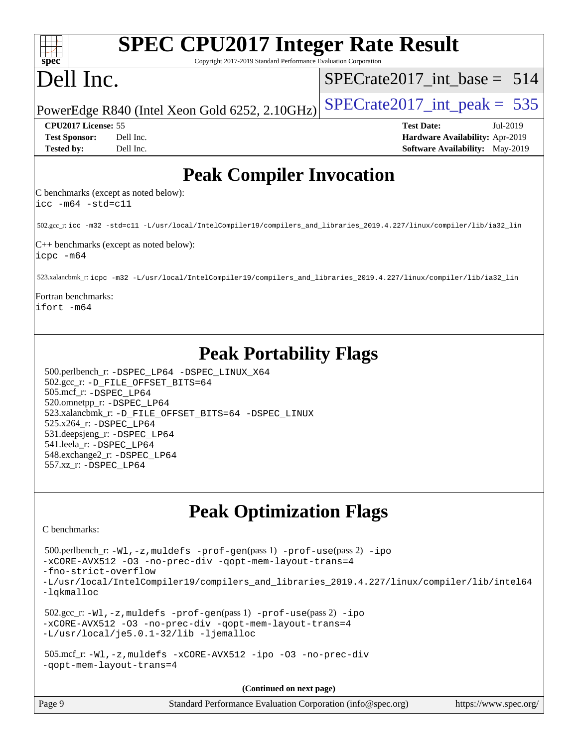# SPEC CPU2017 Integer Rate Result

Copyright 2017-2019 Standard Performance Evaluation Corporation

# Dell Inc.

PowerEdge R840 (Intel Xeon Gold 6252, 2.10GHz)

SPECrate2017_int_base = 514

SPECrate2017_int_peak = 535

**CPU2017 License:** 55
**Test Sponsor:** Dell Inc.
**Tested by:** Dell Inc.

**Test Date:** Jul-2019
**Hardware Availability:** Apr-2019
**Software Availability:** May-2019

## Peak Compiler Invocation

C benchmarks (except as noted below):
```
icc -m64 -std=c11
```

502.gcc_r: `icc -m32 -std=c11 -L/usr/local/IntelCompiler19/compilers_and_libraries_2019.4.227/linux/compiler/lib/ia32_lin`

C++ benchmarks (except as noted below):
```
icpc -m64
```

523.xalancbmk_r: `icpc -m32 -L/usr/local/IntelCompiler19/compilers_and_libraries_2019.4.227/linux/compiler/lib/ia32_lin`

Fortran benchmarks:
```
ifort -m64
```

## Peak Portability Flags

500.perlbench_r: -DSPEC_LP64 -DSPEC_LINUX_X64
502.gcc_r: -D_FILE_OFFSET_BITS=64
505.mcf_r: -DSPEC_LP64
520.omnetpp_r: -DSPEC_LP64
523.xalancbmk_r: -D_FILE_OFFSET_BITS=64 -DSPEC_LINUX
525.x264_r: -DSPEC_LP64
531.deepsjeng_r: -DSPEC_LP64
541.leela_r: -DSPEC_LP64
548.exchange2_r: -DSPEC_LP64
557.xz_r: -DSPEC_LP64

## Peak Optimization Flags

C benchmarks:

500.perlbench_r: -Wl,-z,muldefs -prof-gen(pass 1) -prof-use(pass 2) -ipo -xCORE-AVX512 -O3 -no-prec-div -qopt-mem-layout-trans=4 -fno-strict-overflow -L/usr/local/IntelCompiler19/compilers_and_libraries_2019.4.227/linux/compiler/lib/intel64 -lqkmalloc

502.gcc_r: -Wl,-z,muldefs -prof-gen(pass 1) -prof-use(pass 2) -ipo -xCORE-AVX512 -O3 -no-prec-div -qopt-mem-layout-trans=4 -L/usr/local/je5.0.1-32/lib -ljemalloc

505.mcf_r: -Wl,-z,muldefs -xCORE-AVX512 -ipo -O3 -no-prec-div -qopt-mem-layout-trans=4

**(Continued on next page)**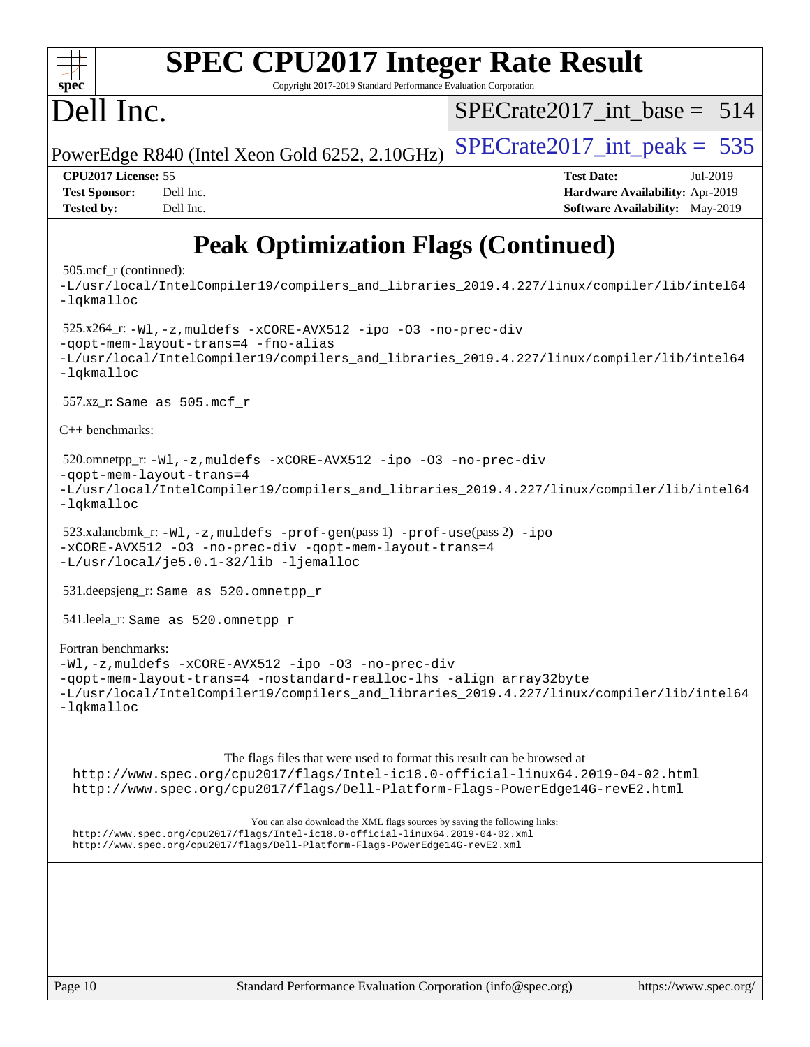# SPEC CPU2017 Integer Rate Result

Copyright 2017-2019 Standard Performance Evaluation Corporation

# Dell Inc.

PowerEdge R840 (Intel Xeon Gold 6252, 2.10GHz)

SPECrate2017_int_base = 514

SPECrate2017_int_peak = 535

**CPU2017 License:** 55
**Test Sponsor:** Dell Inc.
**Tested by:** Dell Inc.

**Test Date:** Jul-2019
**Hardware Availability:** Apr-2019
**Software Availability:** May-2019

## Peak Optimization Flags (Continued)

505.mcf_r (continued):
-L/usr/local/IntelCompiler19/compilers_and_libraries_2019.4.227/linux/compiler/lib/intel64
-lqkmalloc

525.x264_r: -Wl,-z,muldefs -xCORE-AVX512 -ipo -O3 -no-prec-div
-qopt-mem-layout-trans=4 -fno-alias
-L/usr/local/IntelCompiler19/compilers_and_libraries_2019.4.227/linux/compiler/lib/intel64
-lqkmalloc

557.xz_r: Same as 505.mcf_r

C++ benchmarks:

520.omnetpp_r: -Wl,-z,muldefs -xCORE-AVX512 -ipo -O3 -no-prec-div
-qopt-mem-layout-trans=4
-L/usr/local/IntelCompiler19/compilers_and_libraries_2019.4.227/linux/compiler/lib/intel64
-lqkmalloc

523.xalancbmk_r: -Wl,-z,muldefs -prof-gen(pass 1) -prof-use(pass 2) -ipo
-xCORE-AVX512 -O3 -no-prec-div -qopt-mem-layout-trans=4
-L/usr/local/je5.0.1-32/lib -ljemalloc

531.deepsjeng_r: Same as 520.omnetpp_r

541.leela_r: Same as 520.omnetpp_r

Fortran benchmarks:
-Wl,-z,muldefs -xCORE-AVX512 -ipo -O3 -no-prec-div
-qopt-mem-layout-trans=4 -nostandard-realloc-lhs -align array32byte
-L/usr/local/IntelCompiler19/compilers_and_libraries_2019.4.227/linux/compiler/lib/intel64
-lqkmalloc

The flags files that were used to format this result can be browsed at
http://www.spec.org/cpu2017/flags/Intel-ic18.0-official-linux64.2019-04-02.html
http://www.spec.org/cpu2017/flags/Dell-Platform-Flags-PowerEdge14G-revE2.html

You can also download the XML flags sources by saving the following links:
http://www.spec.org/cpu2017/flags/Intel-ic18.0-official-linux64.2019-04-02.xml
http://www.spec.org/cpu2017/flags/Dell-Platform-Flags-PowerEdge14G-revE2.xml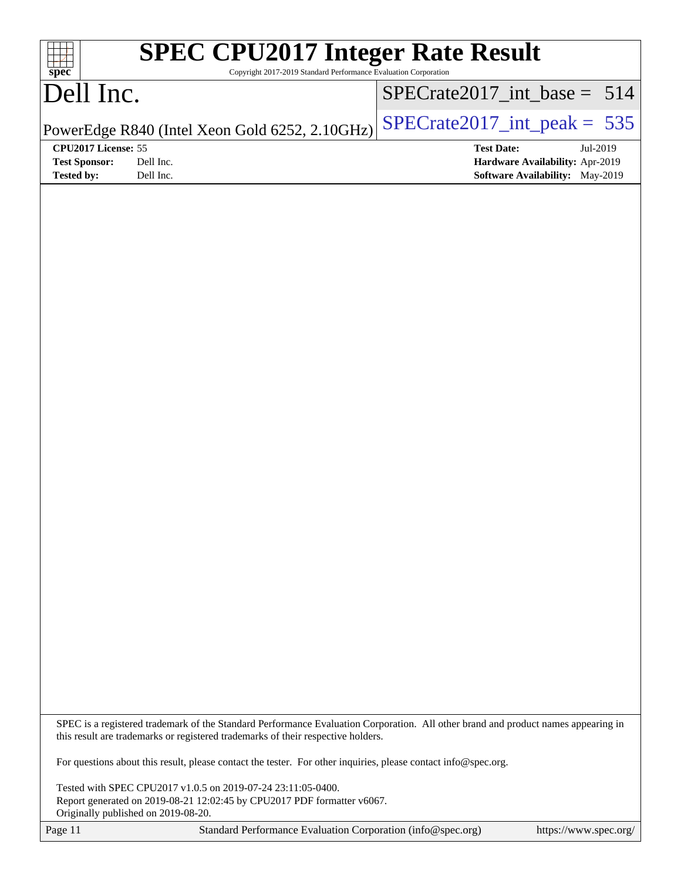SPEC is a registered trademark of the Standard Performance Evaluation Corporation. All other brand and product names appearing in this result are trademarks or registered trademarks of their respective holders.

For questions about this result, please contact the tester. For other inquiries, please contact info@spec.org.

Tested with SPEC CPU2017 v1.0.5 on 2019-07-24 23:11:05-0400.
Report generated on 2019-08-21 12:02:45 by CPU2017 PDF formatter v6067.
Originally published on 2019-08-20.